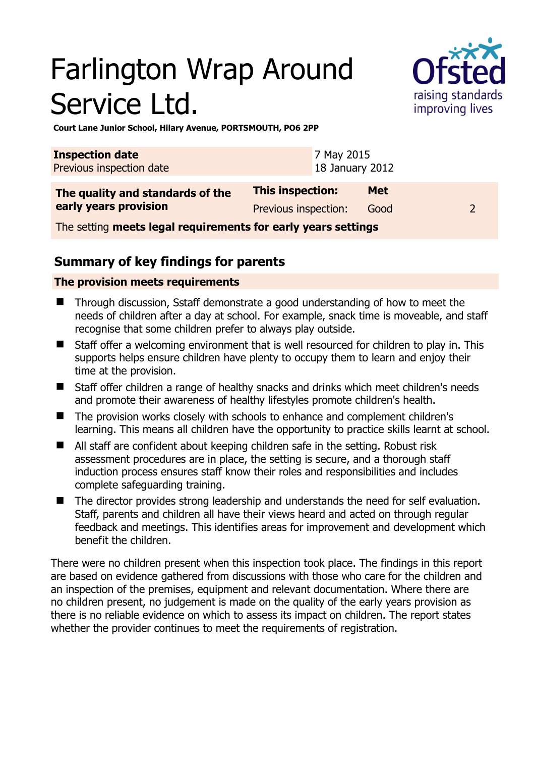# Farlington Wrap Around Service Ltd.

**Court Lane Junior School, Hilary Avenue, PORTSMOUTH, PO6 2PP**

| **Inspection date** | 7 May 2015 |
|---|---|
| Previous inspection date | 18 January 2012 |

| **The quality and standards of the early years provision** | **This inspection:** | **Met** | |
|---|---|---|---|
| | Previous inspection: | Good | 2 |
| The setting **meets legal requirements for early years settings** | | | |

## Summary of key findings for parents

**The provision meets requirements**

- Through discussion, Sstaff demonstrate a good understanding of how to meet the needs of children after a day at school. For example, snack time is moveable, and staff recognise that some children prefer to always play outside.
- Staff offer a welcoming environment that is well resourced for children to play in. This supports helps ensure children have plenty to occupy them to learn and enjoy their time at the provision.
- Staff offer children a range of healthy snacks and drinks which meet children's needs and promote their awareness of healthy lifestyles promote children's health.
- The provision works closely with schools to enhance and complement children's learning. This means all children have the opportunity to practice skills learnt at school.
- All staff are confident about keeping children safe in the setting. Robust risk assessment procedures are in place, the setting is secure, and a thorough staff induction process ensures staff know their roles and responsibilities and includes complete safeguarding training.
- The director provides strong leadership and understands the need for self evaluation. Staff, parents and children all have their views heard and acted on through regular feedback and meetings. This identifies areas for improvement and development which benefit the children.

There were no children present when this inspection took place. The findings in this report are based on evidence gathered from discussions with those who care for the children and an inspection of the premises, equipment and relevant documentation. Where there are no children present, no judgement is made on the quality of the early years provision as there is no reliable evidence on which to assess its impact on children. The report states whether the provider continues to meet the requirements of registration.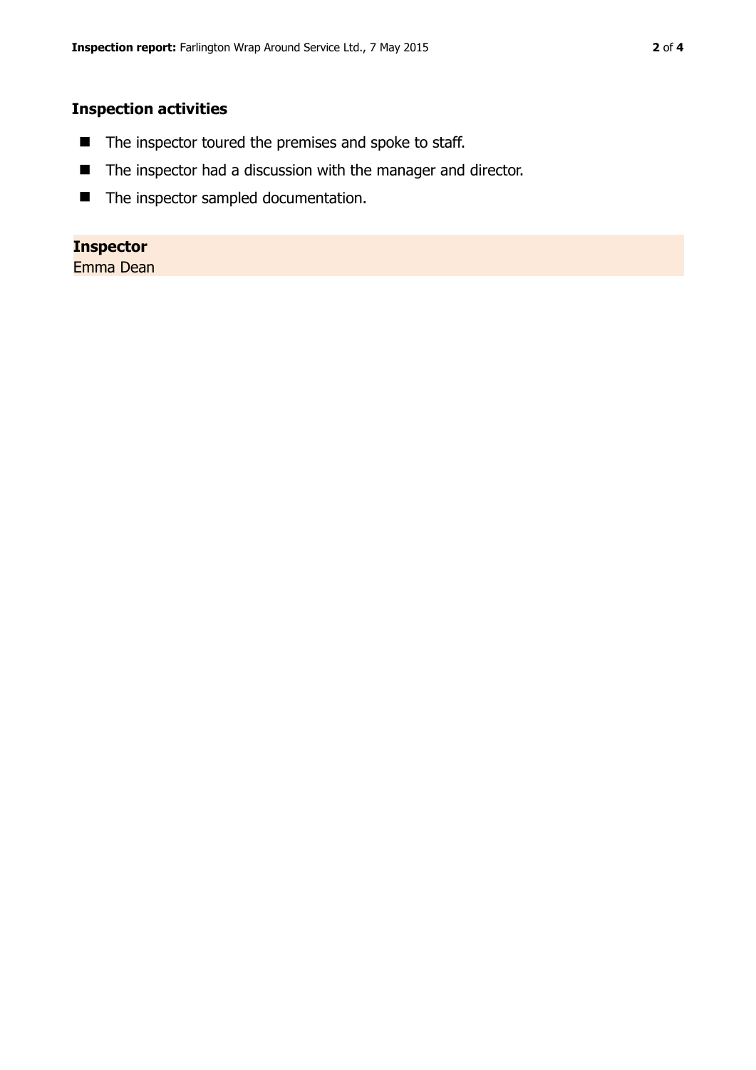## Inspection activities

- The inspector toured the premises and spoke to staff.
- The inspector had a discussion with the manager and director.
- The inspector sampled documentation.

**Inspector**
Emma Dean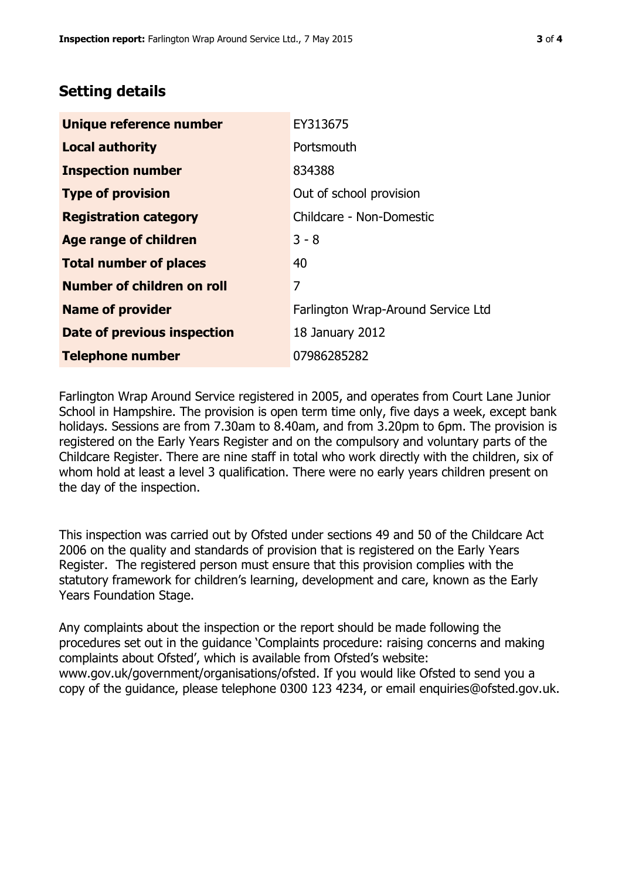## Setting details

| | |
|---|---|
| **Unique reference number** | EY313675 |
| **Local authority** | Portsmouth |
| **Inspection number** | 834388 |
| **Type of provision** | Out of school provision |
| **Registration category** | Childcare - Non-Domestic |
| **Age range of children** | 3 - 8 |
| **Total number of places** | 40 |
| **Number of children on roll** | 7 |
| **Name of provider** | Farlington Wrap-Around Service Ltd |
| **Date of previous inspection** | 18 January 2012 |
| **Telephone number** | 07986285282 |

Farlington Wrap Around Service registered in 2005, and operates from Court Lane Junior School in Hampshire. The provision is open term time only, five days a week, except bank holidays. Sessions are from 7.30am to 8.40am, and from 3.20pm to 6pm. The provision is registered on the Early Years Register and on the compulsory and voluntary parts of the Childcare Register. There are nine staff in total who work directly with the children, six of whom hold at least a level 3 qualification. There were no early years children present on the day of the inspection.

This inspection was carried out by Ofsted under sections 49 and 50 of the Childcare Act 2006 on the quality and standards of provision that is registered on the Early Years Register. The registered person must ensure that this provision complies with the statutory framework for children's learning, development and care, known as the Early Years Foundation Stage.

Any complaints about the inspection or the report should be made following the procedures set out in the guidance 'Complaints procedure: raising concerns and making complaints about Ofsted', which is available from Ofsted's website: www.gov.uk/government/organisations/ofsted. If you would like Ofsted to send you a copy of the guidance, please telephone 0300 123 4234, or email enquiries@ofsted.gov.uk.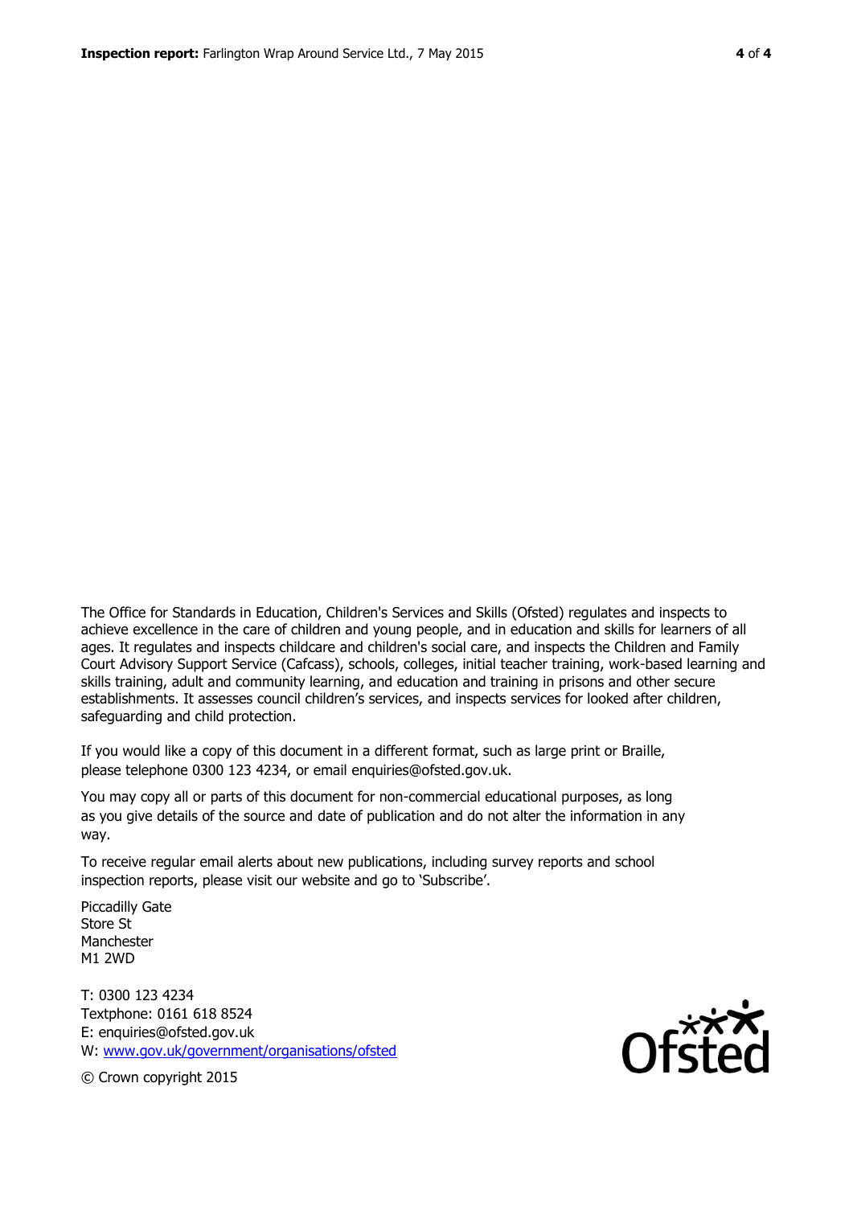The Office for Standards in Education, Children's Services and Skills (Ofsted) regulates and inspects to achieve excellence in the care of children and young people, and in education and skills for learners of all ages. It regulates and inspects childcare and children's social care, and inspects the Children and Family Court Advisory Support Service (Cafcass), schools, colleges, initial teacher training, work-based learning and skills training, adult and community learning, and education and training in prisons and other secure establishments. It assesses council children's services, and inspects services for looked after children, safeguarding and child protection.

If you would like a copy of this document in a different format, such as large print or Braille, please telephone 0300 123 4234, or email enquiries@ofsted.gov.uk.

You may copy all or parts of this document for non-commercial educational purposes, as long as you give details of the source and date of publication and do not alter the information in any way.

To receive regular email alerts about new publications, including survey reports and school inspection reports, please visit our website and go to 'Subscribe'.

Piccadilly Gate
Store St
Manchester
M1 2WD

T: 0300 123 4234
Textphone: 0161 618 8524
E: enquiries@ofsted.gov.uk
W: [www.gov.uk/government/organisations/ofsted](http://www.gov.uk/government/organisations/ofsted)

© Crown copyright 2015

Ofsted